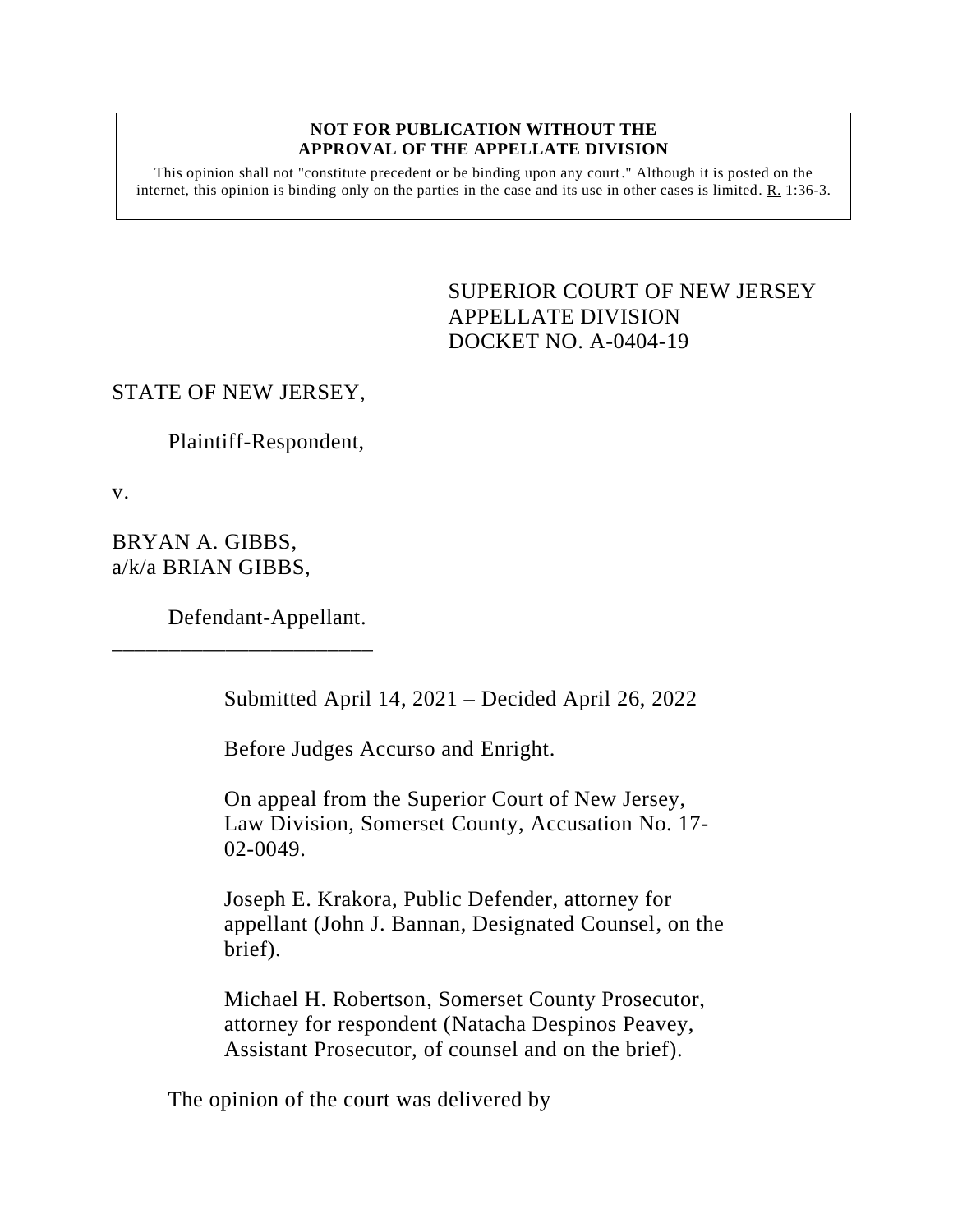**NOT FOR PUBLICATION WITHOUT THE APPROVAL OF THE APPELLATE DIVISION**

This opinion shall not "constitute precedent or be binding upon any court." Although it is posted on the internet, this opinion is binding only on the parties in the case and its use in other cases is limited. R. 1:36-3.

SUPERIOR COURT OF NEW JERSEY
APPELLATE DIVISION
DOCKET NO. A-0404-19

STATE OF NEW JERSEY,

Plaintiff-Respondent,

v.

BRYAN A. GIBBS,
a/k/a BRIAN GIBBS,

Defendant-Appellant.
_______________________

Submitted April 14, 2021 – Decided April 26, 2022

Before Judges Accurso and Enright.

On appeal from the Superior Court of New Jersey, Law Division, Somerset County, Accusation No. 17-02-0049.

Joseph E. Krakora, Public Defender, attorney for appellant (John J. Bannan, Designated Counsel, on the brief).

Michael H. Robertson, Somerset County Prosecutor, attorney for respondent (Natacha Despinos Peavey, Assistant Prosecutor, of counsel and on the brief).

The opinion of the court was delivered by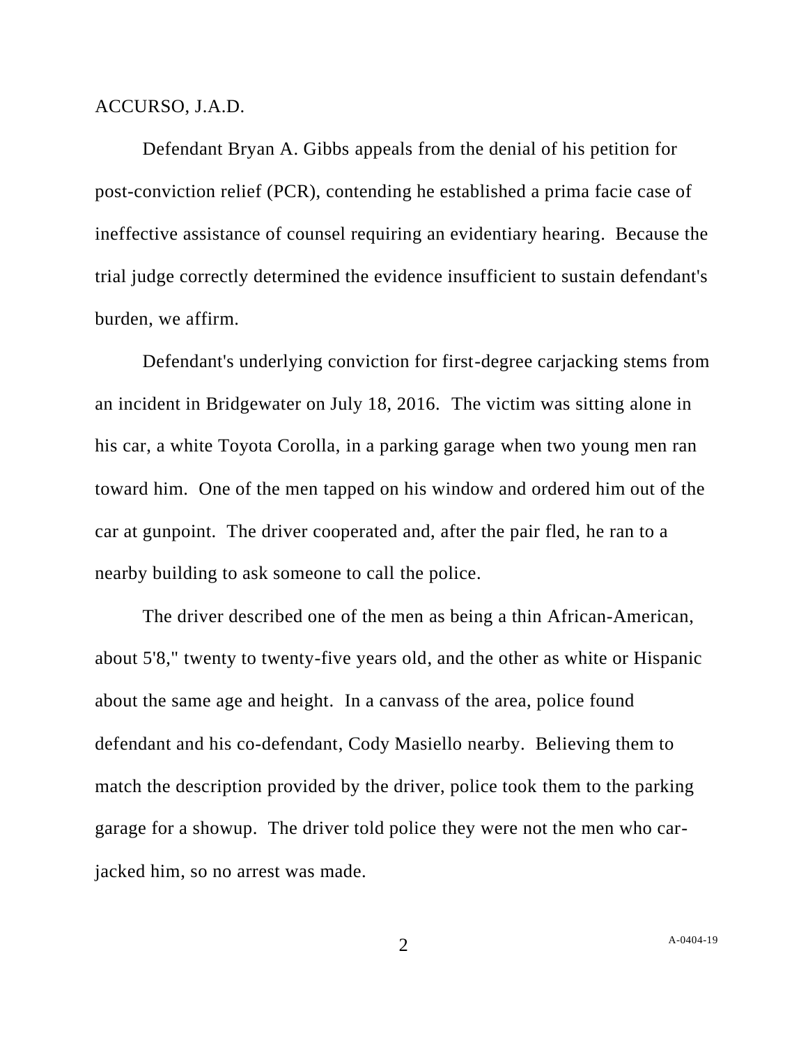ACCURSO, J.A.D.

Defendant Bryan A. Gibbs appeals from the denial of his petition for post-conviction relief (PCR), contending he established a prima facie case of ineffective assistance of counsel requiring an evidentiary hearing. Because the trial judge correctly determined the evidence insufficient to sustain defendant's burden, we affirm.

Defendant's underlying conviction for first-degree carjacking stems from an incident in Bridgewater on July 18, 2016. The victim was sitting alone in his car, a white Toyota Corolla, in a parking garage when two young men ran toward him. One of the men tapped on his window and ordered him out of the car at gunpoint. The driver cooperated and, after the pair fled, he ran to a nearby building to ask someone to call the police.

The driver described one of the men as being a thin African-American, about 5'8," twenty to twenty-five years old, and the other as white or Hispanic about the same age and height. In a canvass of the area, police found defendant and his co-defendant, Cody Masiello nearby. Believing them to match the description provided by the driver, police took them to the parking garage for a showup. The driver told police they were not the men who car-jacked him, so no arrest was made.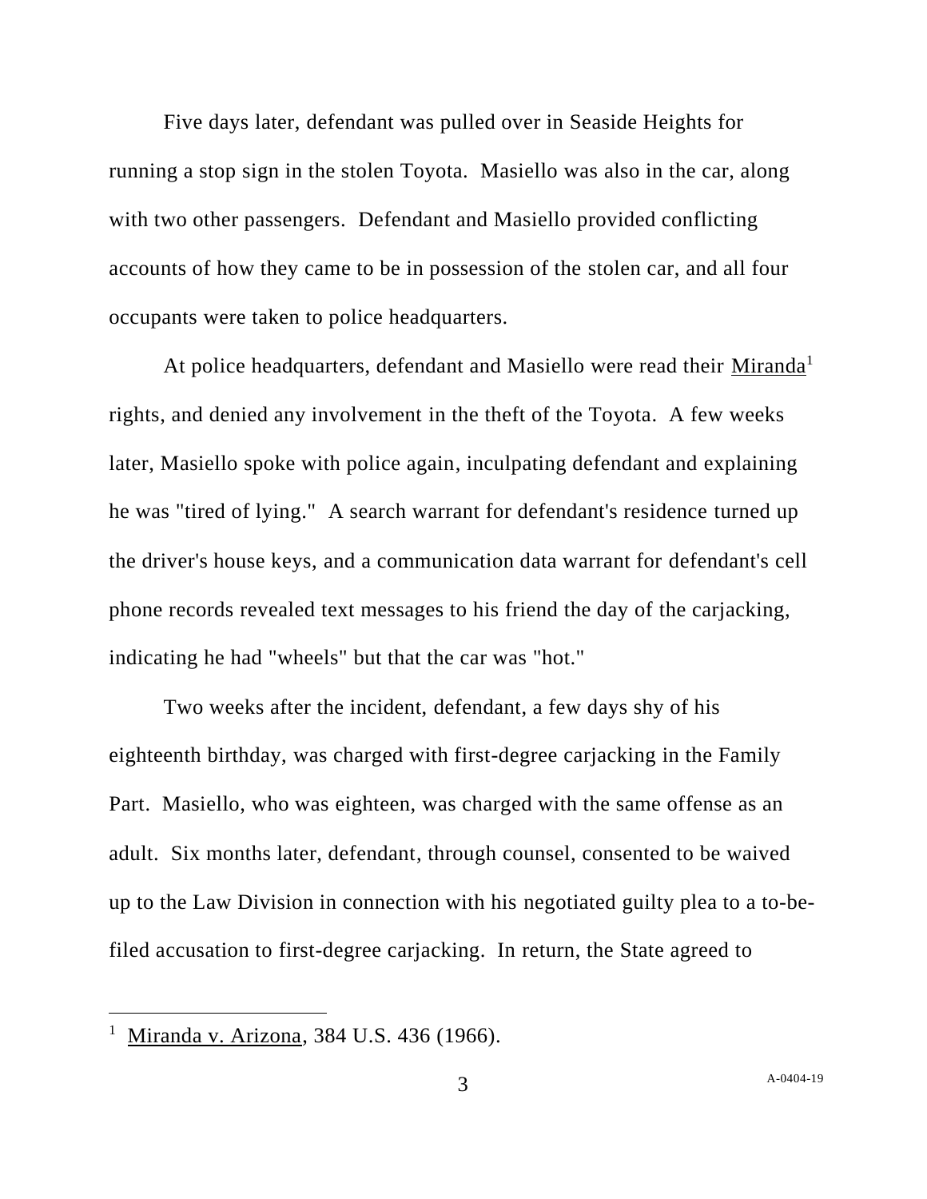Five days later, defendant was pulled over in Seaside Heights for running a stop sign in the stolen Toyota. Masiello was also in the car, along with two other passengers. Defendant and Masiello provided conflicting accounts of how they came to be in possession of the stolen car, and all four occupants were taken to police headquarters.

At police headquarters, defendant and Masiello were read their Miranda[1] rights, and denied any involvement in the theft of the Toyota. A few weeks later, Masiello spoke with police again, inculpating defendant and explaining he was "tired of lying." A search warrant for defendant's residence turned up the driver's house keys, and a communication data warrant for defendant's cell phone records revealed text messages to his friend the day of the carjacking, indicating he had "wheels" but that the car was "hot."

Two weeks after the incident, defendant, a few days shy of his eighteenth birthday, was charged with first-degree carjacking in the Family Part. Masiello, who was eighteen, was charged with the same offense as an adult. Six months later, defendant, through counsel, consented to be waived up to the Law Division in connection with his negotiated guilty plea to a to-be-filed accusation to first-degree carjacking. In return, the State agreed to

---

[1] Miranda v. Arizona, 384 U.S. 436 (1966).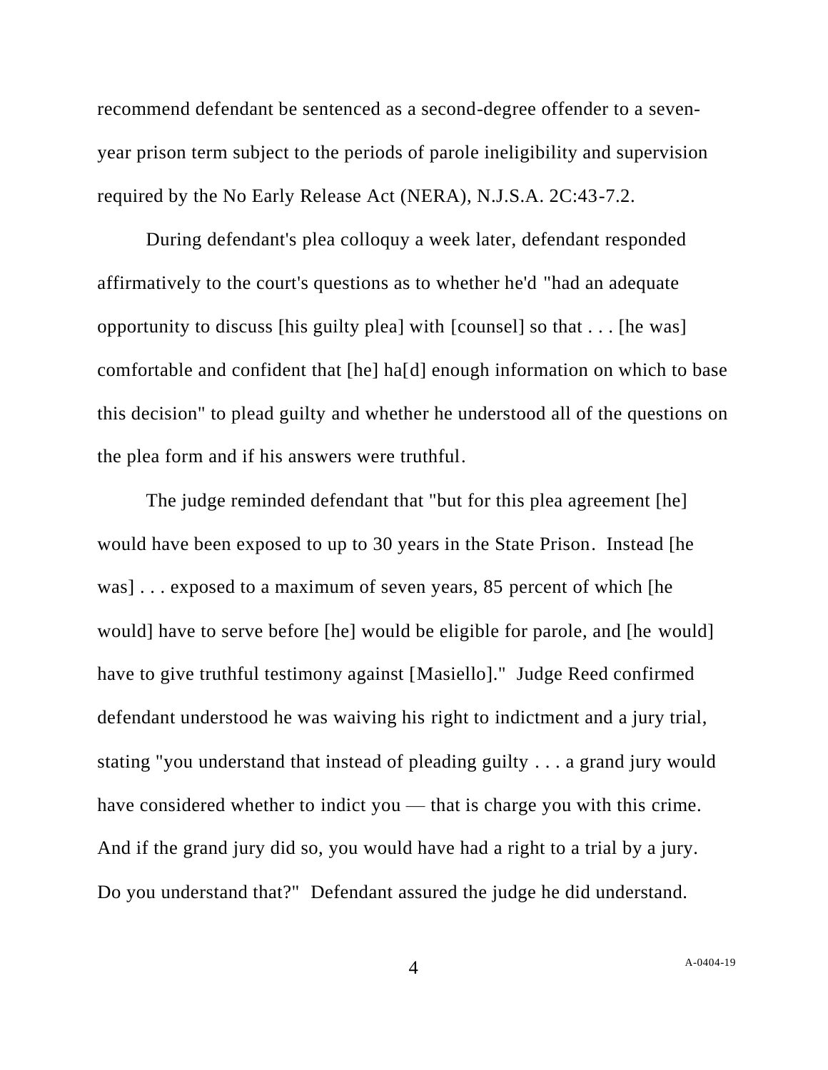recommend defendant be sentenced as a second-degree offender to a seven-year prison term subject to the periods of parole ineligibility and supervision required by the No Early Release Act (NERA), N.J.S.A. 2C:43-7.2.

During defendant's plea colloquy a week later, defendant responded affirmatively to the court's questions as to whether he'd "had an adequate opportunity to discuss [his guilty plea] with [counsel] so that . . . [he was] comfortable and confident that [he] ha[d] enough information on which to base this decision" to plead guilty and whether he understood all of the questions on the plea form and if his answers were truthful.

The judge reminded defendant that "but for this plea agreement [he] would have been exposed to up to 30 years in the State Prison. Instead [he was] . . . exposed to a maximum of seven years, 85 percent of which [he would] have to serve before [he] would be eligible for parole, and [he would] have to give truthful testimony against [Masiello]." Judge Reed confirmed defendant understood he was waiving his right to indictment and a jury trial, stating "you understand that instead of pleading guilty . . . a grand jury would have considered whether to indict you — that is charge you with this crime. And if the grand jury did so, you would have had a right to a trial by a jury. Do you understand that?" Defendant assured the judge he did understand.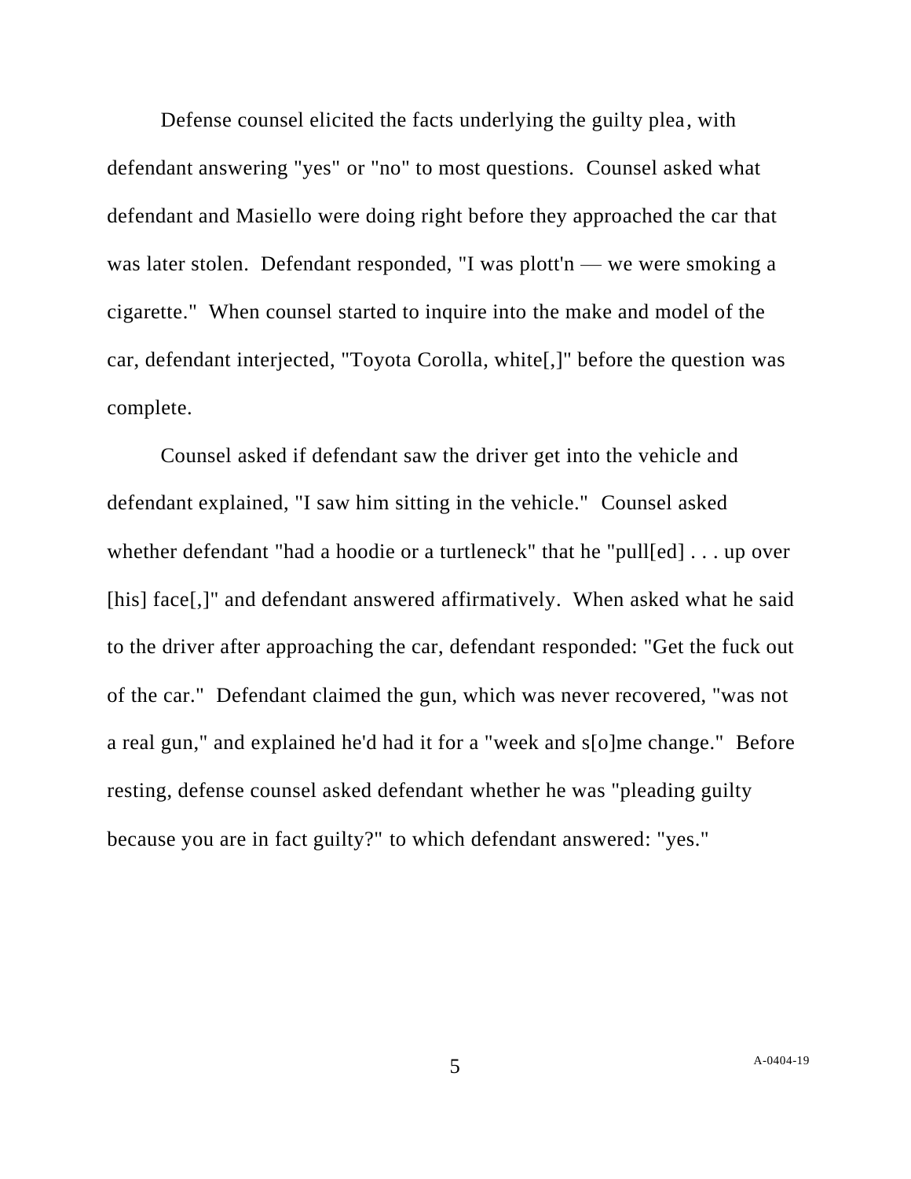Defense counsel elicited the facts underlying the guilty plea, with defendant answering "yes" or "no" to most questions. Counsel asked what defendant and Masiello were doing right before they approached the car that was later stolen. Defendant responded, "I was plott'n — we were smoking a cigarette." When counsel started to inquire into the make and model of the car, defendant interjected, "Toyota Corolla, white[,]" before the question was complete.

Counsel asked if defendant saw the driver get into the vehicle and defendant explained, "I saw him sitting in the vehicle." Counsel asked whether defendant "had a hoodie or a turtleneck" that he "pull[ed] . . . up over [his] face[,]" and defendant answered affirmatively. When asked what he said to the driver after approaching the car, defendant responded: "Get the fuck out of the car." Defendant claimed the gun, which was never recovered, "was not a real gun," and explained he'd had it for a "week and s[o]me change." Before resting, defense counsel asked defendant whether he was "pleading guilty because you are in fact guilty?" to which defendant answered: "yes."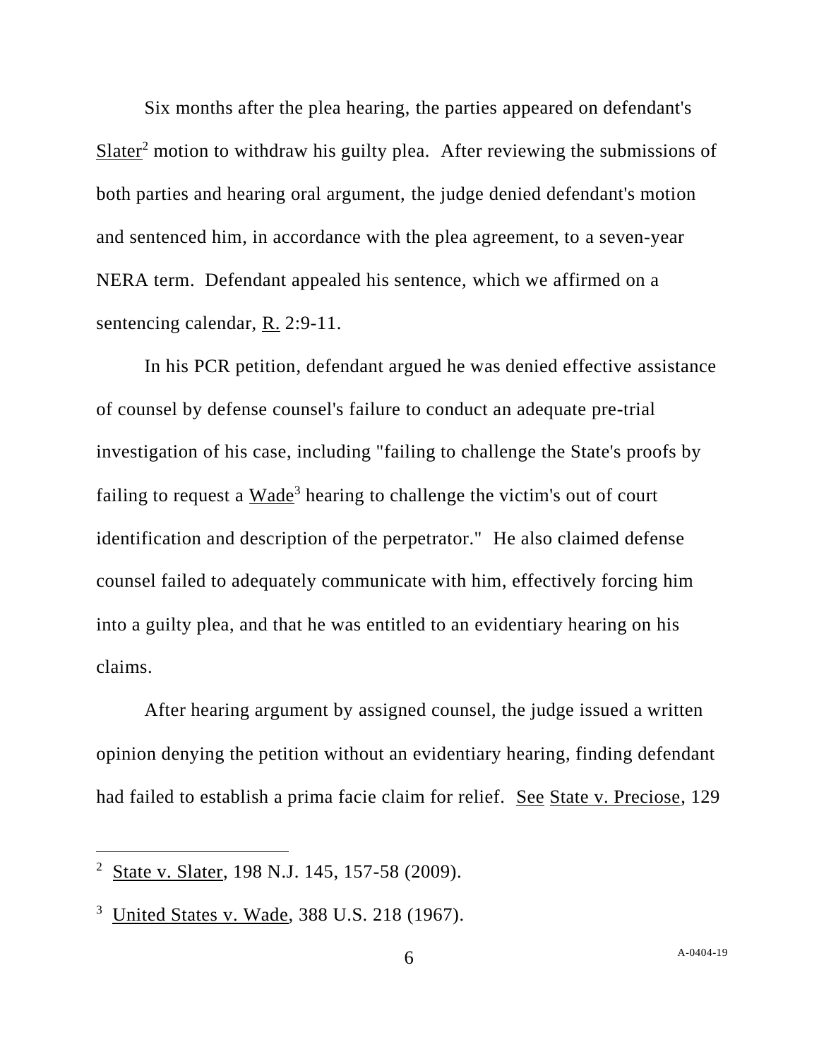Six months after the plea hearing, the parties appeared on defendant's Slater[2] motion to withdraw his guilty plea. After reviewing the submissions of both parties and hearing oral argument, the judge denied defendant's motion and sentenced him, in accordance with the plea agreement, to a seven-year NERA term. Defendant appealed his sentence, which we affirmed on a sentencing calendar, R. 2:9-11.

In his PCR petition, defendant argued he was denied effective assistance of counsel by defense counsel's failure to conduct an adequate pre-trial investigation of his case, including "failing to challenge the State's proofs by failing to request a Wade[3] hearing to challenge the victim's out of court identification and description of the perpetrator." He also claimed defense counsel failed to adequately communicate with him, effectively forcing him into a guilty plea, and that he was entitled to an evidentiary hearing on his claims.

After hearing argument by assigned counsel, the judge issued a written opinion denying the petition without an evidentiary hearing, finding defendant had failed to establish a prima facie claim for relief. See State v. Preciose, 129

---

[2] State v. Slater, 198 N.J. 145, 157-58 (2009).

[3] United States v. Wade, 388 U.S. 218 (1967).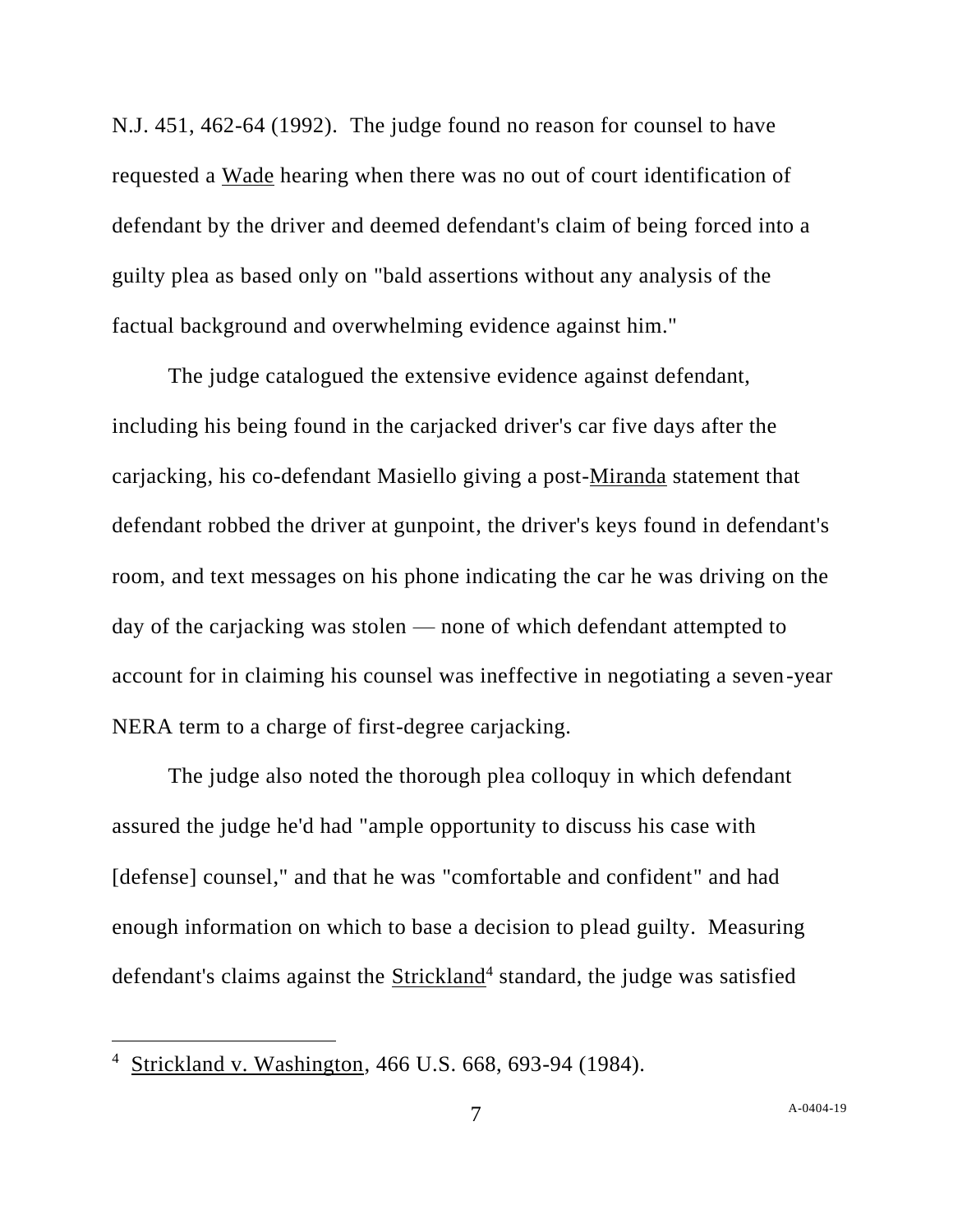N.J. 451, 462-64 (1992). The judge found no reason for counsel to have requested a Wade hearing when there was no out of court identification of defendant by the driver and deemed defendant's claim of being forced into a guilty plea as based only on "bald assertions without any analysis of the factual background and overwhelming evidence against him."

The judge catalogued the extensive evidence against defendant, including his being found in the carjacked driver's car five days after the carjacking, his co-defendant Masiello giving a post-Miranda statement that defendant robbed the driver at gunpoint, the driver's keys found in defendant's room, and text messages on his phone indicating the car he was driving on the day of the carjacking was stolen — none of which defendant attempted to account for in claiming his counsel was ineffective in negotiating a seven-year NERA term to a charge of first-degree carjacking.

The judge also noted the thorough plea colloquy in which defendant assured the judge he'd had "ample opportunity to discuss his case with [defense] counsel," and that he was "comfortable and confident" and had enough information on which to base a decision to plead guilty. Measuring defendant's claims against the Strickland[4] standard, the judge was satisfied

---

[4] Strickland v. Washington, 466 U.S. 668, 693-94 (1984).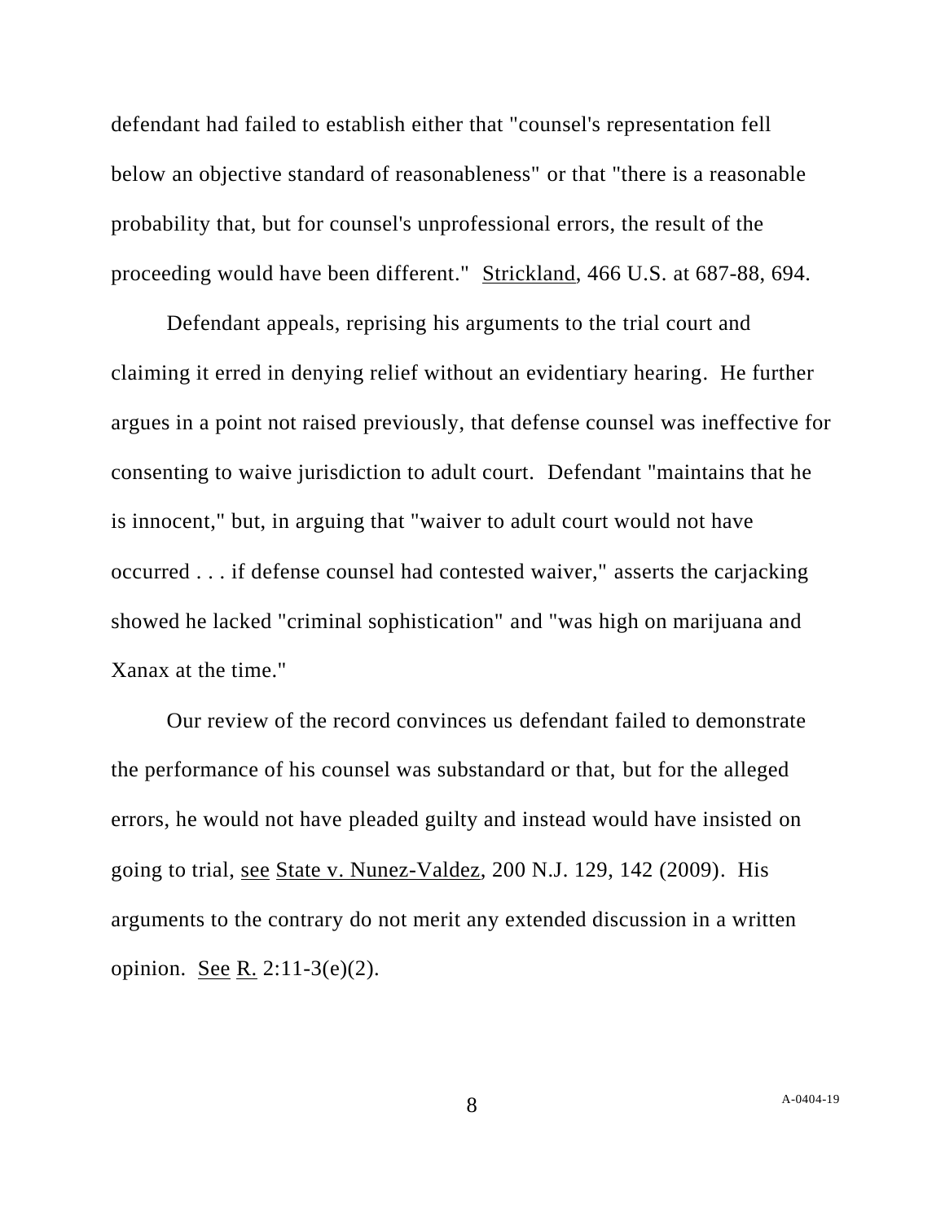defendant had failed to establish either that "counsel's representation fell below an objective standard of reasonableness" or that "there is a reasonable probability that, but for counsel's unprofessional errors, the result of the proceeding would have been different." Strickland, 466 U.S. at 687-88, 694.

Defendant appeals, reprising his arguments to the trial court and claiming it erred in denying relief without an evidentiary hearing. He further argues in a point not raised previously, that defense counsel was ineffective for consenting to waive jurisdiction to adult court. Defendant "maintains that he is innocent," but, in arguing that "waiver to adult court would not have occurred . . . if defense counsel had contested waiver," asserts the carjacking showed he lacked "criminal sophistication" and "was high on marijuana and Xanax at the time."

Our review of the record convinces us defendant failed to demonstrate the performance of his counsel was substandard or that, but for the alleged errors, he would not have pleaded guilty and instead would have insisted on going to trial, see State v. Nunez-Valdez, 200 N.J. 129, 142 (2009). His arguments to the contrary do not merit any extended discussion in a written opinion. See R. 2:11-3(e)(2).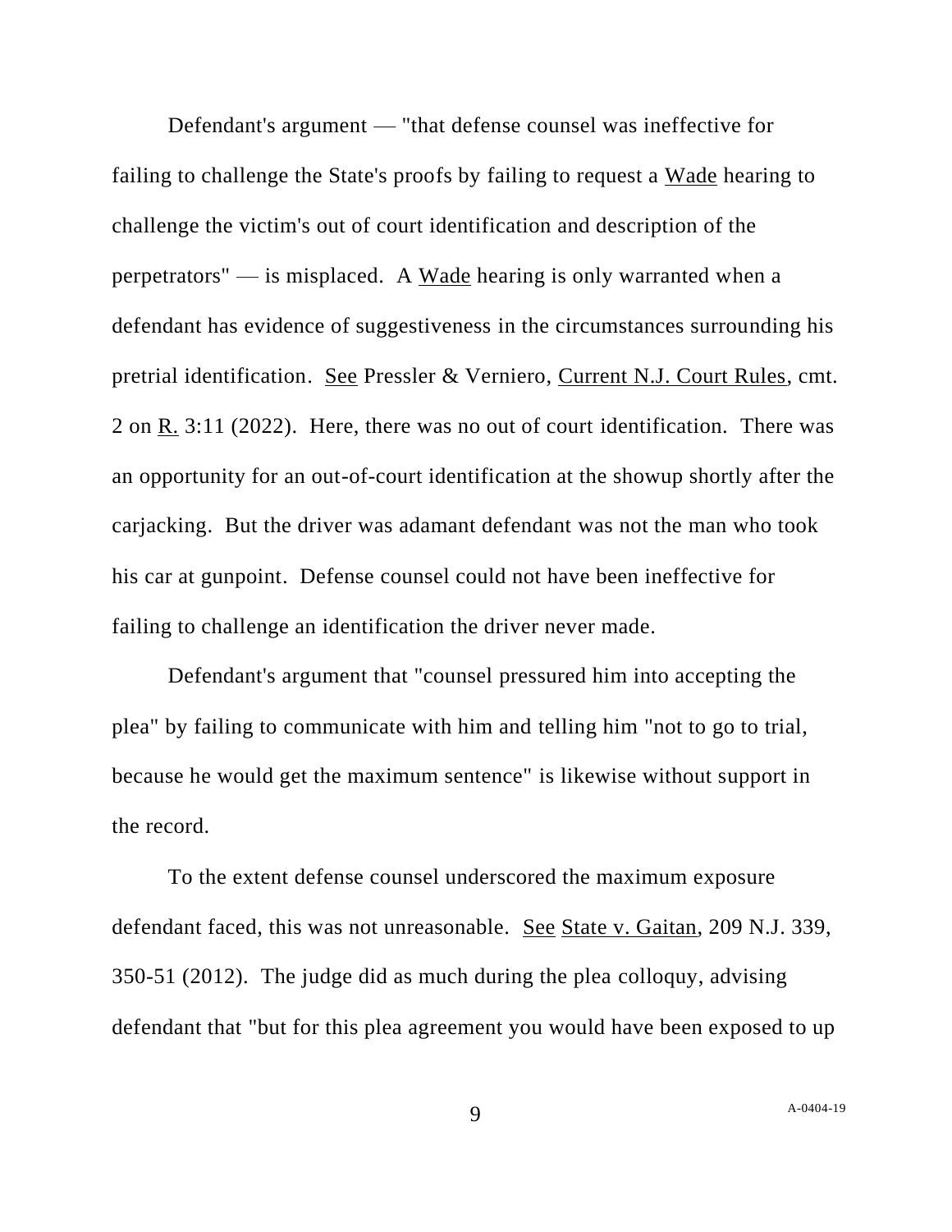Defendant's argument — "that defense counsel was ineffective for failing to challenge the State's proofs by failing to request a Wade hearing to challenge the victim's out of court identification and description of the perpetrators" — is misplaced. A Wade hearing is only warranted when a defendant has evidence of suggestiveness in the circumstances surrounding his pretrial identification. See Pressler & Verniero, Current N.J. Court Rules, cmt. 2 on R. 3:11 (2022). Here, there was no out of court identification. There was an opportunity for an out-of-court identification at the showup shortly after the carjacking. But the driver was adamant defendant was not the man who took his car at gunpoint. Defense counsel could not have been ineffective for failing to challenge an identification the driver never made.

Defendant's argument that "counsel pressured him into accepting the plea" by failing to communicate with him and telling him "not to go to trial, because he would get the maximum sentence" is likewise without support in the record.

To the extent defense counsel underscored the maximum exposure defendant faced, this was not unreasonable. See State v. Gaitan, 209 N.J. 339, 350-51 (2012). The judge did as much during the plea colloquy, advising defendant that "but for this plea agreement you would have been exposed to up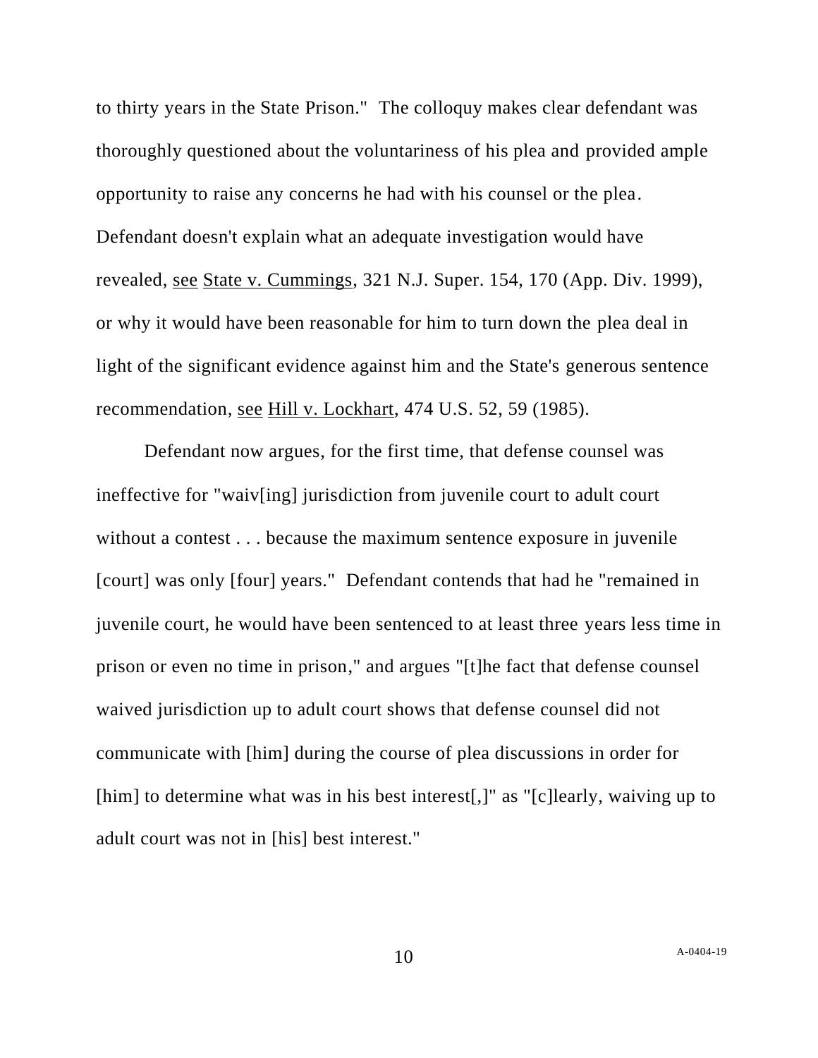to thirty years in the State Prison." The colloquy makes clear defendant was thoroughly questioned about the voluntariness of his plea and provided ample opportunity to raise any concerns he had with his counsel or the plea. Defendant doesn't explain what an adequate investigation would have revealed, see State v. Cummings, 321 N.J. Super. 154, 170 (App. Div. 1999), or why it would have been reasonable for him to turn down the plea deal in light of the significant evidence against him and the State's generous sentence recommendation, see Hill v. Lockhart, 474 U.S. 52, 59 (1985).

Defendant now argues, for the first time, that defense counsel was ineffective for "waiv[ing] jurisdiction from juvenile court to adult court without a contest . . . because the maximum sentence exposure in juvenile [court] was only [four] years." Defendant contends that had he "remained in juvenile court, he would have been sentenced to at least three years less time in prison or even no time in prison," and argues "[t]he fact that defense counsel waived jurisdiction up to adult court shows that defense counsel did not communicate with [him] during the course of plea discussions in order for [him] to determine what was in his best interest[,]" as "[c]learly, waiving up to adult court was not in [his] best interest."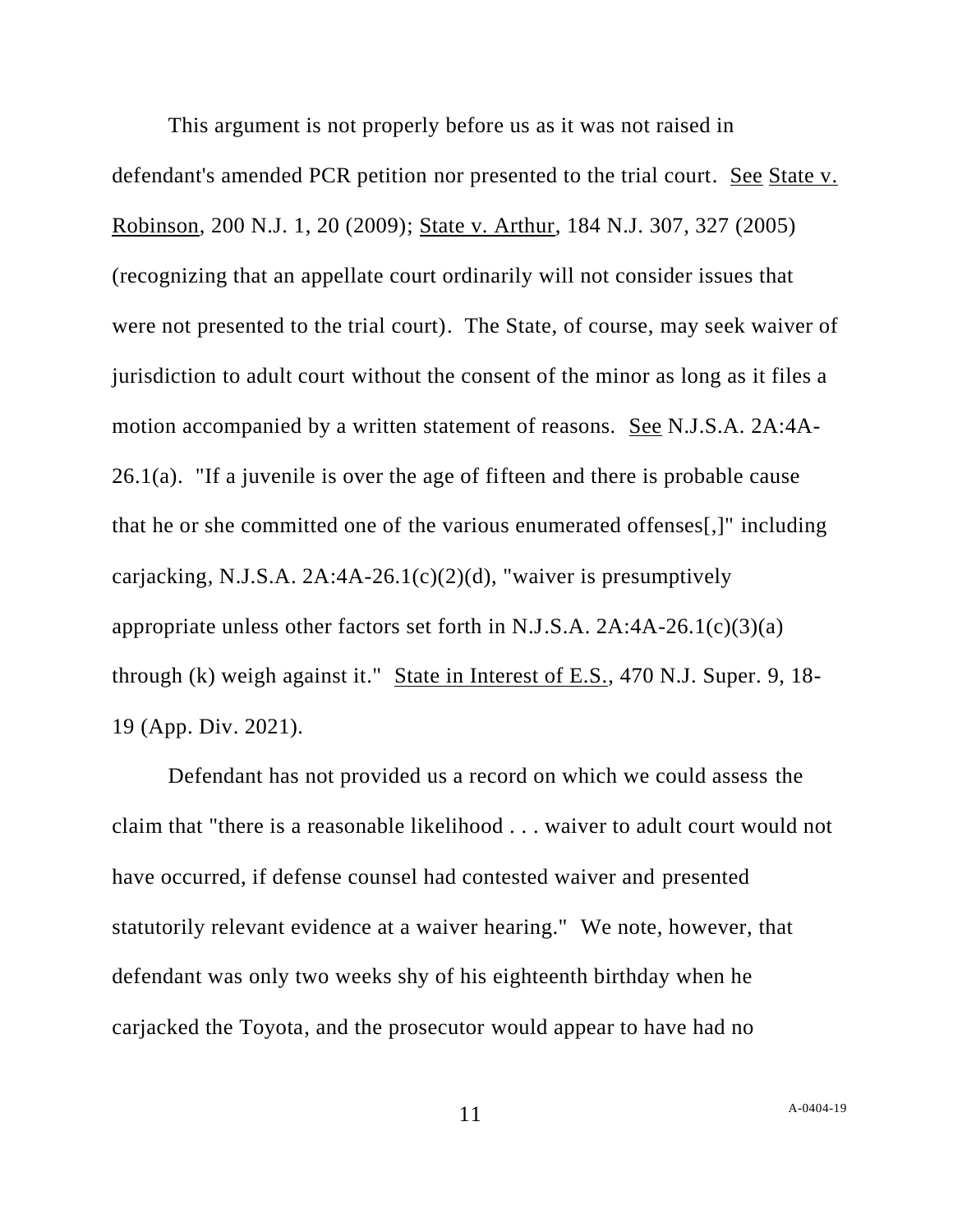This argument is not properly before us as it was not raised in defendant's amended PCR petition nor presented to the trial court. See State v. Robinson, 200 N.J. 1, 20 (2009); State v. Arthur, 184 N.J. 307, 327 (2005) (recognizing that an appellate court ordinarily will not consider issues that were not presented to the trial court). The State, of course, may seek waiver of jurisdiction to adult court without the consent of the minor as long as it files a motion accompanied by a written statement of reasons. See N.J.S.A. 2A:4A-26.1(a). "If a juvenile is over the age of fifteen and there is probable cause that he or she committed one of the various enumerated offenses[,]" including carjacking, N.J.S.A. 2A:4A-26.1(c)(2)(d), "waiver is presumptively appropriate unless other factors set forth in N.J.S.A. 2A:4A-26.1(c)(3)(a) through (k) weigh against it." State in Interest of E.S., 470 N.J. Super. 9, 18-19 (App. Div. 2021).

Defendant has not provided us a record on which we could assess the claim that "there is a reasonable likelihood . . . waiver to adult court would not have occurred, if defense counsel had contested waiver and presented statutorily relevant evidence at a waiver hearing." We note, however, that defendant was only two weeks shy of his eighteenth birthday when he carjacked the Toyota, and the prosecutor would appear to have had no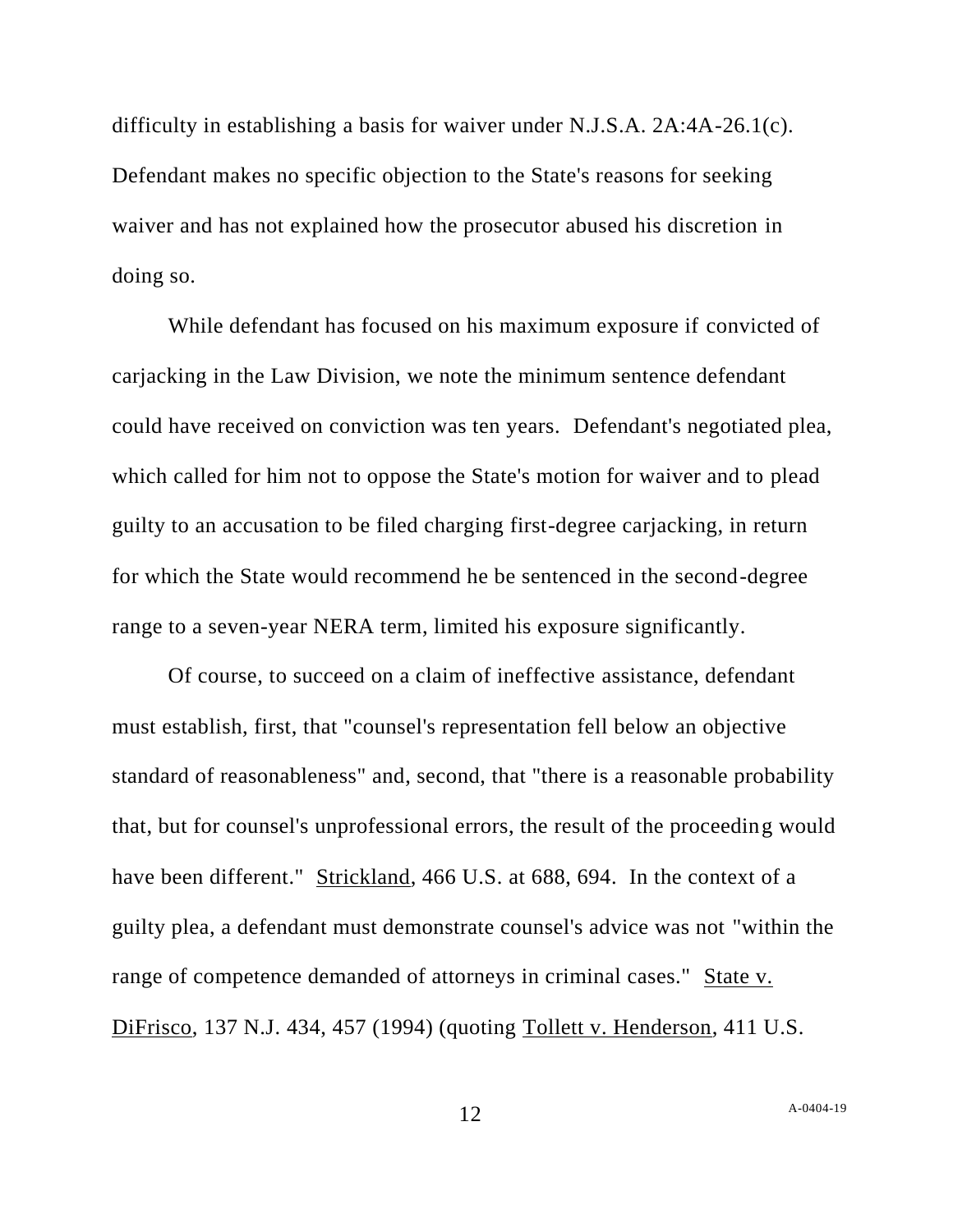difficulty in establishing a basis for waiver under N.J.S.A. 2A:4A-26.1(c). Defendant makes no specific objection to the State's reasons for seeking waiver and has not explained how the prosecutor abused his discretion in doing so.

While defendant has focused on his maximum exposure if convicted of carjacking in the Law Division, we note the minimum sentence defendant could have received on conviction was ten years. Defendant's negotiated plea, which called for him not to oppose the State's motion for waiver and to plead guilty to an accusation to be filed charging first-degree carjacking, in return for which the State would recommend he be sentenced in the second-degree range to a seven-year NERA term, limited his exposure significantly.

Of course, to succeed on a claim of ineffective assistance, defendant must establish, first, that "counsel's representation fell below an objective standard of reasonableness" and, second, that "there is a reasonable probability that, but for counsel's unprofessional errors, the result of the proceeding would have been different." Strickland, 466 U.S. at 688, 694. In the context of a guilty plea, a defendant must demonstrate counsel's advice was not "within the range of competence demanded of attorneys in criminal cases." State v. DiFrisco, 137 N.J. 434, 457 (1994) (quoting Tollett v. Henderson, 411 U.S.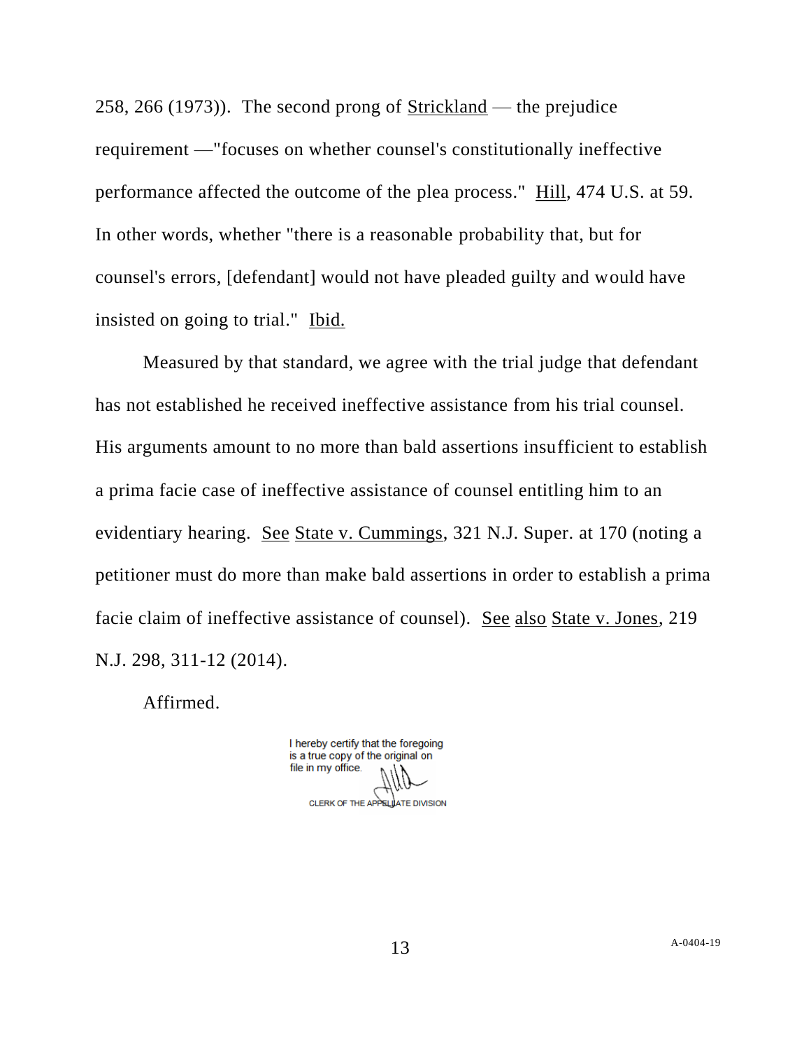258, 266 (1973)). The second prong of Strickland — the prejudice requirement —"focuses on whether counsel's constitutionally ineffective performance affected the outcome of the plea process." Hill, 474 U.S. at 59. In other words, whether "there is a reasonable probability that, but for counsel's errors, [defendant] would not have pleaded guilty and would have insisted on going to trial." Ibid.

Measured by that standard, we agree with the trial judge that defendant has not established he received ineffective assistance from his trial counsel. His arguments amount to no more than bald assertions insufficient to establish a prima facie case of ineffective assistance of counsel entitling him to an evidentiary hearing. See State v. Cummings, 321 N.J. Super. at 170 (noting a petitioner must do more than make bald assertions in order to establish a prima facie claim of ineffective assistance of counsel). See also State v. Jones, 219 N.J. 298, 311-12 (2014).

Affirmed.

I hereby certify that the foregoing is a true copy of the original on file in my office.

CLERK OF THE APPELLATE DIVISION